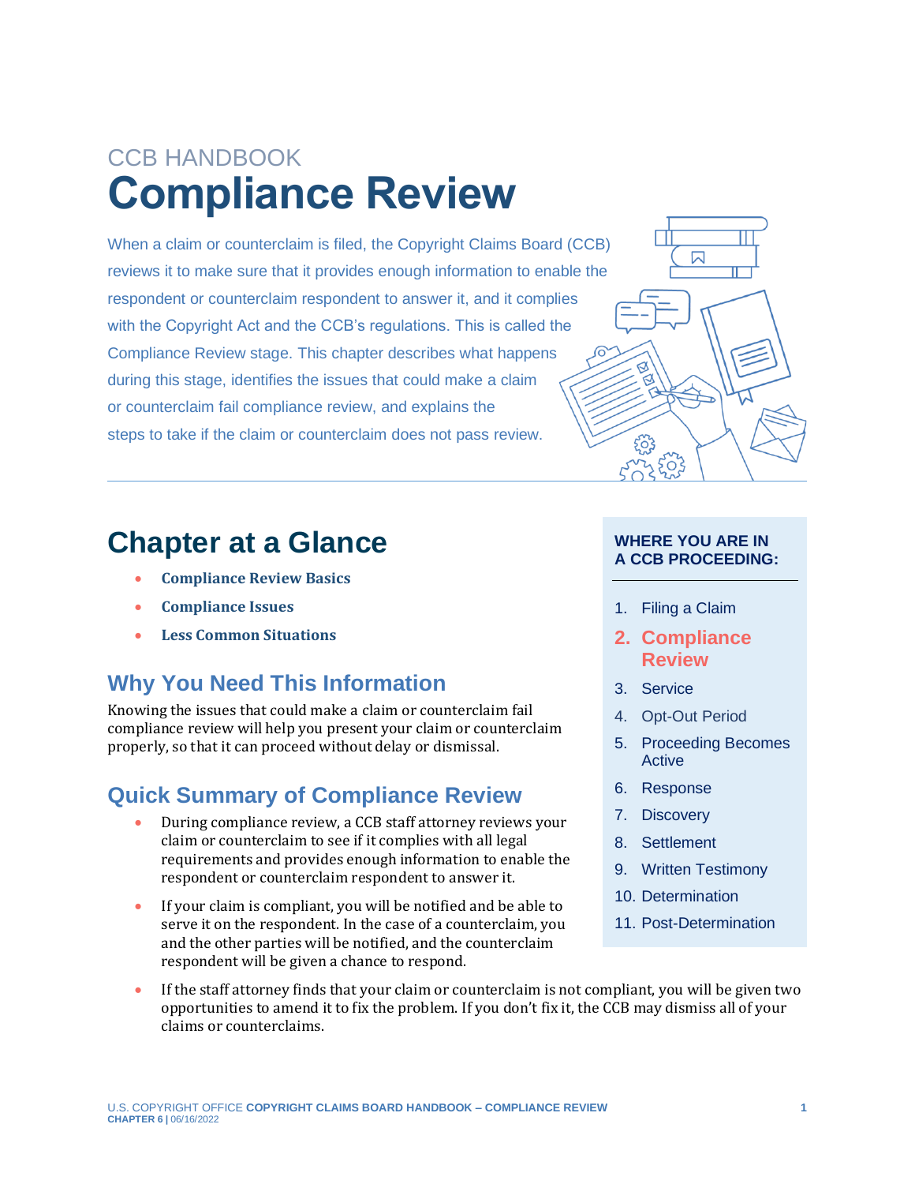CCB HANDBOOK

# Compliance Review

When a claim or counterclaim is filed, the Copyright Claims Board (CCB) reviews it to make sure that it provides enough information to enable the respondent or counterclaim respondent to answer it, and it complies with the Copyright Act and the CCB's regulations. This is called the Compliance Review stage. This chapter describes what happens during this stage, identifies the issues that could make a claim or counterclaim fail compliance review, and explains the steps to take if the claim or counterclaim does not pass review.

## Chapter at a Glance

- **Compliance Review Basics**
- **Compliance Issues**
- **Less Common Situations**

## Why You Need This Information

Knowing the issues that could make a claim or counterclaim fail compliance review will help you present your claim or counterclaim properly, so that it can proceed without delay or dismissal.

## Quick Summary of Compliance Review

- During compliance review, a CCB staff attorney reviews your claim or counterclaim to see if it complies with all legal requirements and provides enough information to enable the respondent or counterclaim respondent to answer it.
- If your claim is compliant, you will be notified and be able to serve it on the respondent. In the case of a counterclaim, you and the other parties will be notified, and the counterclaim respondent will be given a chance to respond.
- If the staff attorney finds that your claim or counterclaim is not compliant, you will be given two opportunities to amend it to fix the problem. If you don't fix it, the CCB may dismiss all of your claims or counterclaims.

**WHERE YOU ARE IN A CCB PROCEEDING:**

1. Filing a Claim
2. **Compliance Review**
3. Service
4. Opt-Out Period
5. Proceeding Becomes Active
6. Response
7. Discovery
8. Settlement
9. Written Testimony
10. Determination
11. Post-Determination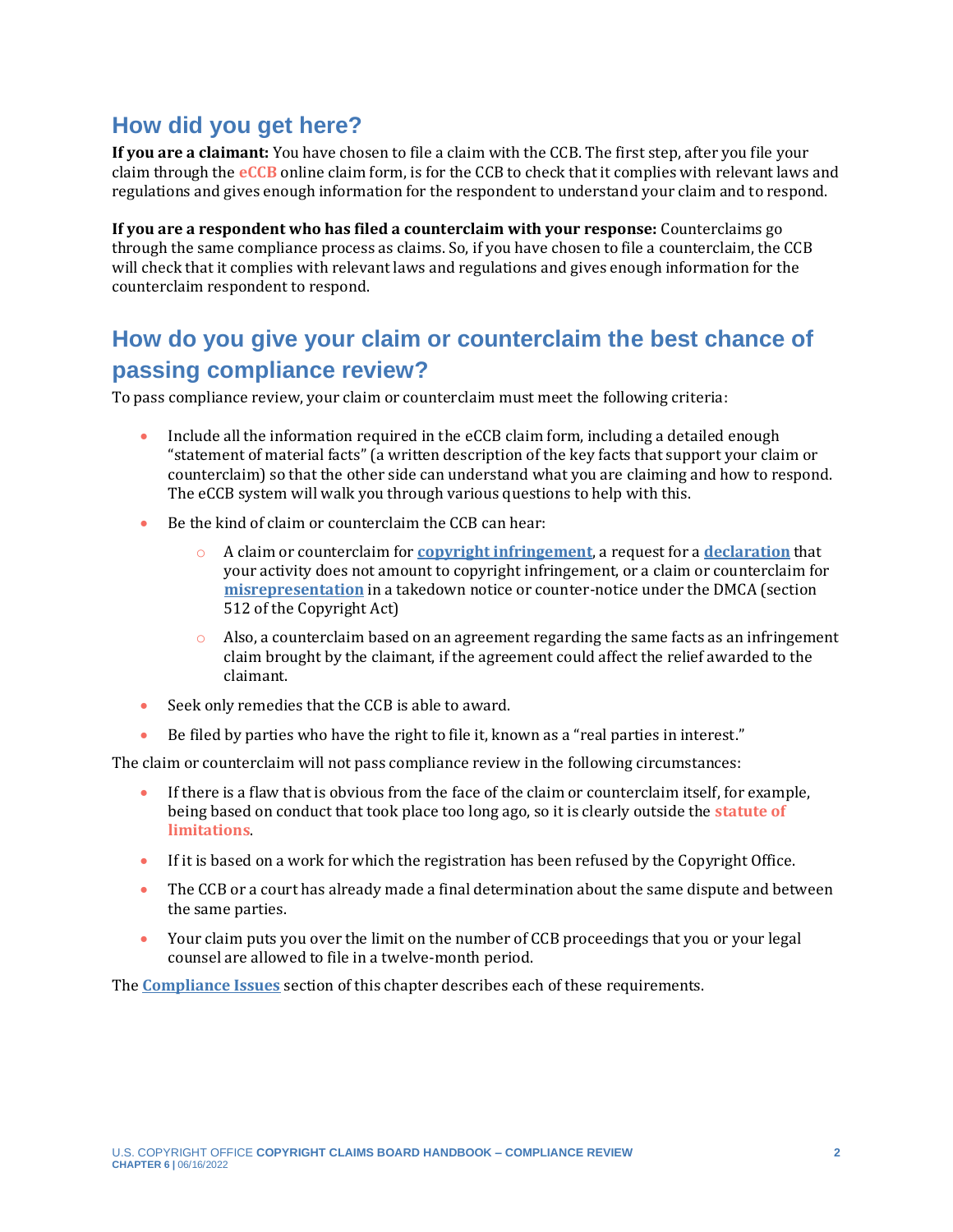## How did you get here?

**If you are a claimant:** You have chosen to file a claim with the CCB. The first step, after you file your claim through the **eCCB** online claim form, is for the CCB to check that it complies with relevant laws and regulations and gives enough information for the respondent to understand your claim and to respond.

**If you are a respondent who has filed a counterclaim with your response:** Counterclaims go through the same compliance process as claims. So, if you have chosen to file a counterclaim, the CCB will check that it complies with relevant laws and regulations and gives enough information for the counterclaim respondent to respond.

## How do you give your claim or counterclaim the best chance of passing compliance review?

To pass compliance review, your claim or counterclaim must meet the following criteria:

- Include all the information required in the eCCB claim form, including a detailed enough "statement of material facts" (a written description of the key facts that support your claim or counterclaim) so that the other side can understand what you are claiming and how to respond. The eCCB system will walk you through various questions to help with this.
- Be the kind of claim or counterclaim the CCB can hear:
    - A claim or counterclaim for **copyright infringement**, a request for a **declaration** that your activity does not amount to copyright infringement, or a claim or counterclaim for **misrepresentation** in a takedown notice or counter-notice under the DMCA (section 512 of the Copyright Act)
    - Also, a counterclaim based on an agreement regarding the same facts as an infringement claim brought by the claimant, if the agreement could affect the relief awarded to the claimant.
- Seek only remedies that the CCB is able to award.
- Be filed by parties who have the right to file it, known as a "real parties in interest."

The claim or counterclaim will not pass compliance review in the following circumstances:

- If there is a flaw that is obvious from the face of the claim or counterclaim itself, for example, being based on conduct that took place too long ago, so it is clearly outside the **statute of limitations**.
- If it is based on a work for which the registration has been refused by the Copyright Office.
- The CCB or a court has already made a final determination about the same dispute and between the same parties.
- Your claim puts you over the limit on the number of CCB proceedings that you or your legal counsel are allowed to file in a twelve-month period.

The **Compliance Issues** section of this chapter describes each of these requirements.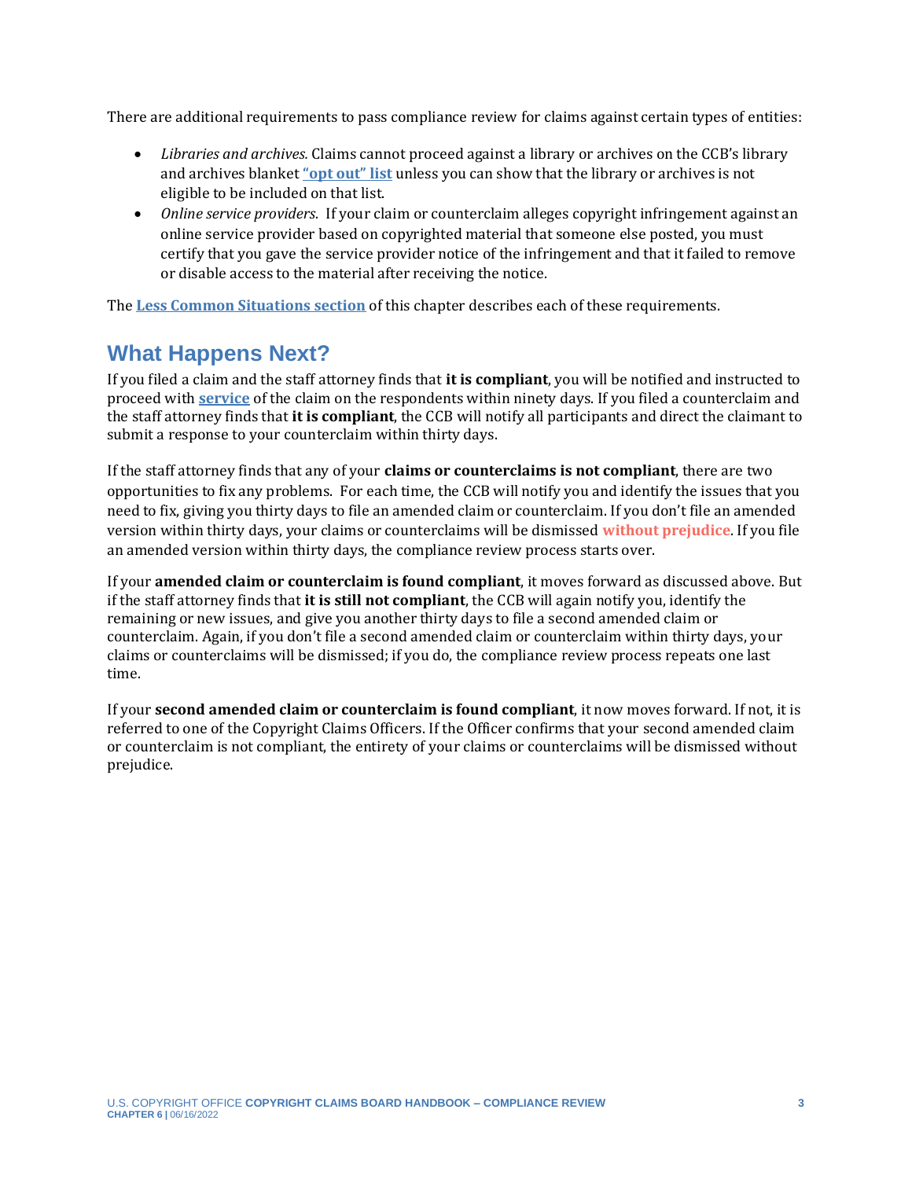There are additional requirements to pass compliance review for claims against certain types of entities:

- *Libraries and archives.* Claims cannot proceed against a library or archives on the CCB's library and archives blanket **"opt out" list** unless you can show that the library or archives is not eligible to be included on that list.
- *Online service providers.* If your claim or counterclaim alleges copyright infringement against an online service provider based on copyrighted material that someone else posted, you must certify that you gave the service provider notice of the infringement and that it failed to remove or disable access to the material after receiving the notice.

The **Less Common Situations section** of this chapter describes each of these requirements.

## What Happens Next?

If you filed a claim and the staff attorney finds that **it is compliant**, you will be notified and instructed to proceed with **service** of the claim on the respondents within ninety days. If you filed a counterclaim and the staff attorney finds that **it is compliant**, the CCB will notify all participants and direct the claimant to submit a response to your counterclaim within thirty days.

If the staff attorney finds that any of your **claims or counterclaims is not compliant**, there are two opportunities to fix any problems. For each time, the CCB will notify you and identify the issues that you need to fix, giving you thirty days to file an amended claim or counterclaim. If you don't file an amended version within thirty days, your claims or counterclaims will be dismissed **without prejudice**. If you file an amended version within thirty days, the compliance review process starts over.

If your **amended claim or counterclaim is found compliant**, it moves forward as discussed above. But if the staff attorney finds that **it is still not compliant**, the CCB will again notify you, identify the remaining or new issues, and give you another thirty days to file a second amended claim or counterclaim. Again, if you don't file a second amended claim or counterclaim within thirty days, your claims or counterclaims will be dismissed; if you do, the compliance review process repeats one last time.

If your **second amended claim or counterclaim is found compliant**, it now moves forward. If not, it is referred to one of the Copyright Claims Officers. If the Officer confirms that your second amended claim or counterclaim is not compliant, the entirety of your claims or counterclaims will be dismissed without prejudice.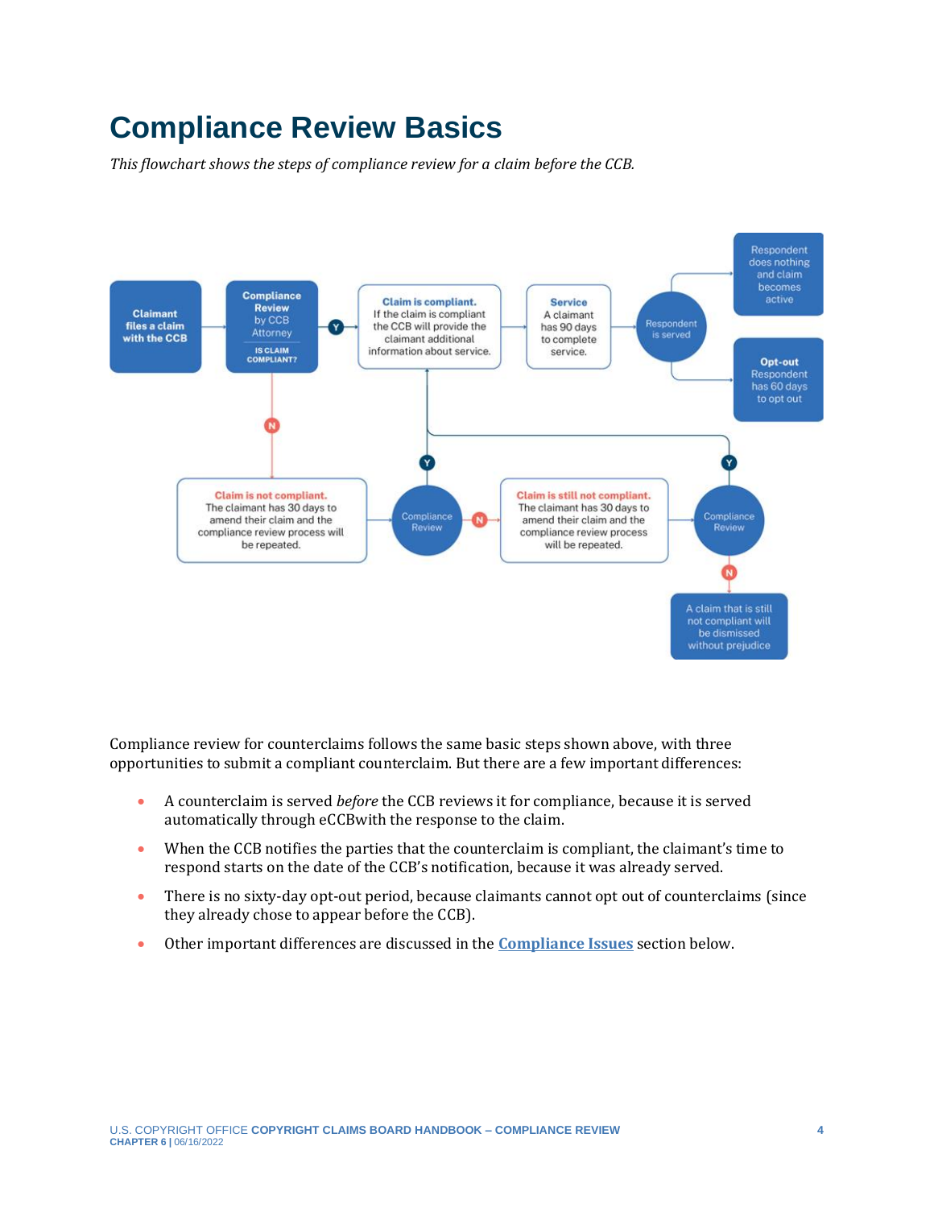# Compliance Review Basics

*This flowchart shows the steps of compliance review for a claim before the CCB.*

**Claimant files a claim with the CCB**

**Compliance Review** by CCB Attorney — IS CLAIM COMPLIANT?

Y → **Claim is compliant.** If the claim is compliant the CCB will provide the claimant additional information about service.

**Service** A claimant has 90 days to complete service.

Respondent is served

- Respondent does nothing and claim becomes active
- **Opt-out** Respondent has 60 days to opt out

N → **Claim is not compliant.** The claimant has 30 days to amend their claim and the compliance review process will be repeated.

Compliance Review — Y → Claim is compliant.

N → **Claim is still not compliant.** The claimant has 30 days to amend their claim and the compliance review process will be repeated.

Compliance Review — Y → Claim is compliant.

N → A claim that is still not compliant will be dismissed without prejudice

Compliance review for counterclaims follows the same basic steps shown above, with three opportunities to submit a compliant counterclaim. But there are a few important differences:

- A counterclaim is served *before* the CCB reviews it for compliance, because it is served automatically through eCCBwith the response to the claim.
- When the CCB notifies the parties that the counterclaim is compliant, the claimant's time to respond starts on the date of the CCB's notification, because it was already served.
- There is no sixty-day opt-out period, because claimants cannot opt out of counterclaims (since they already chose to appear before the CCB).
- Other important differences are discussed in the **Compliance Issues** section below.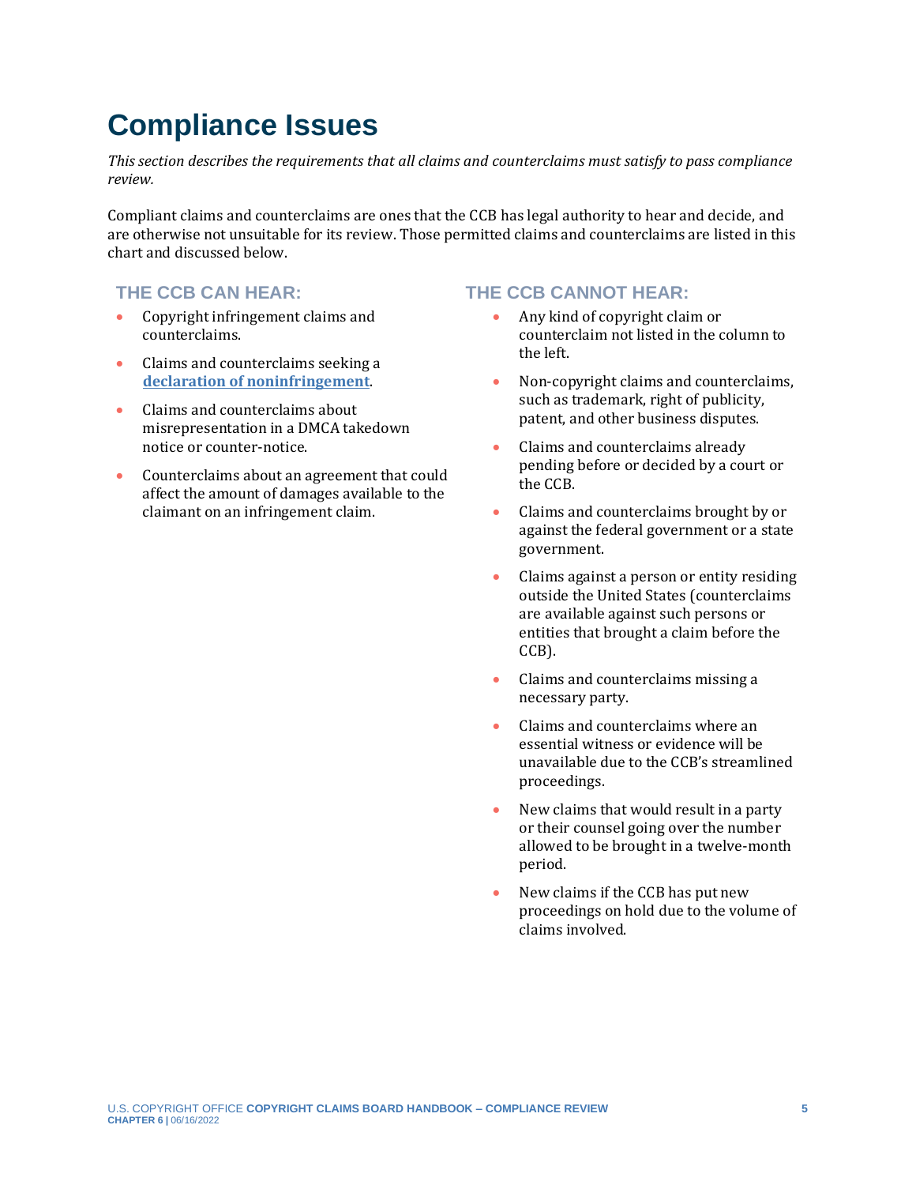# Compliance Issues

*This section describes the requirements that all claims and counterclaims must satisfy to pass compliance review.*

Compliant claims and counterclaims are ones that the CCB has legal authority to hear and decide, and are otherwise not unsuitable for its review. Those permitted claims and counterclaims are listed in this chart and discussed below.

### THE CCB CAN HEAR:

- Copyright infringement claims and counterclaims.
- Claims and counterclaims seeking a **declaration of noninfringement**.
- Claims and counterclaims about misrepresentation in a DMCA takedown notice or counter-notice.
- Counterclaims about an agreement that could affect the amount of damages available to the claimant on an infringement claim.

### THE CCB CANNOT HEAR:

- Any kind of copyright claim or counterclaim not listed in the column to the left.
- Non-copyright claims and counterclaims, such as trademark, right of publicity, patent, and other business disputes.
- Claims and counterclaims already pending before or decided by a court or the CCB.
- Claims and counterclaims brought by or against the federal government or a state government.
- Claims against a person or entity residing outside the United States (counterclaims are available against such persons or entities that brought a claim before the CCB).
- Claims and counterclaims missing a necessary party.
- Claims and counterclaims where an essential witness or evidence will be unavailable due to the CCB's streamlined proceedings.
- New claims that would result in a party or their counsel going over the number allowed to be brought in a twelve-month period.
- New claims if the CCB has put new proceedings on hold due to the volume of claims involved.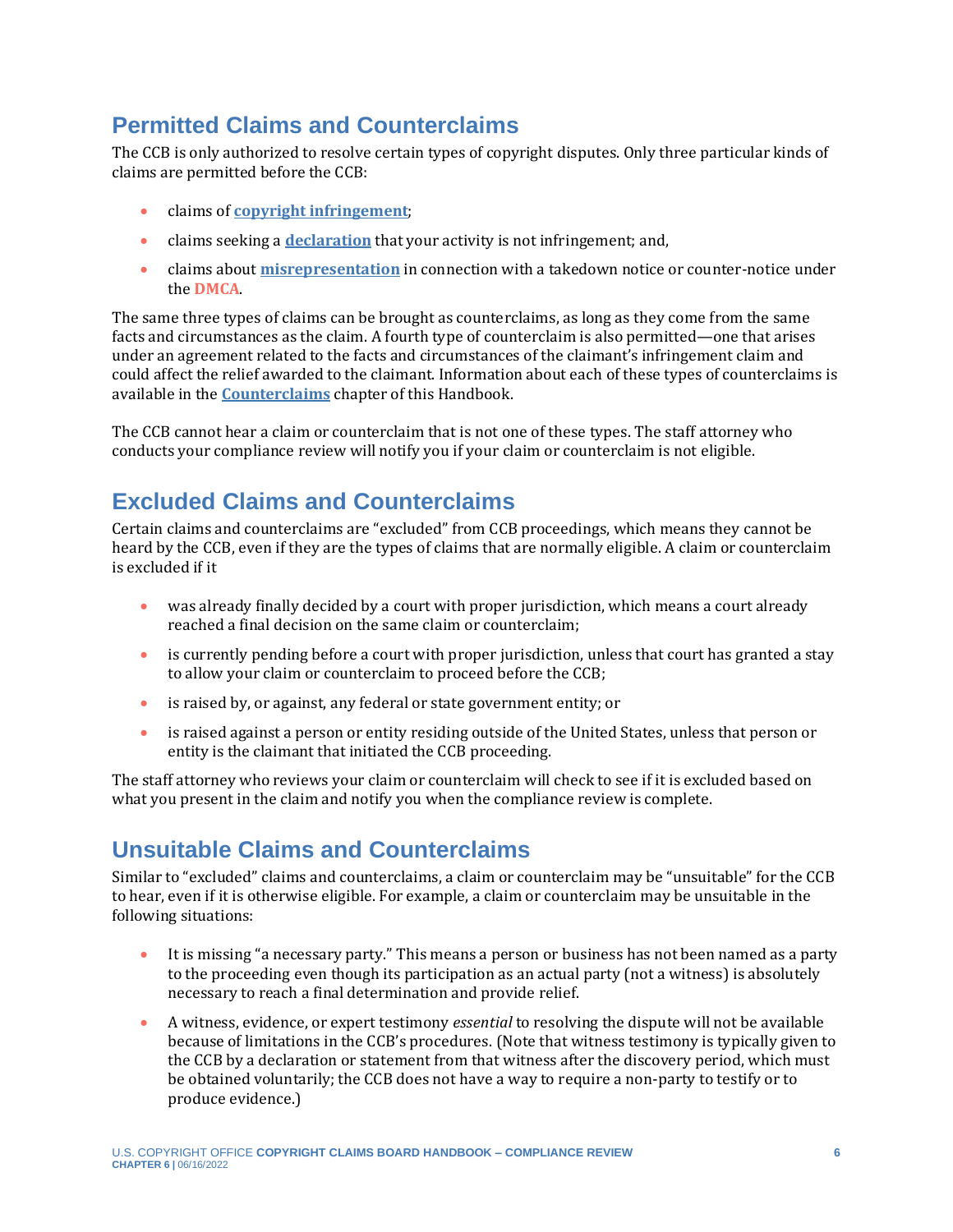## Permitted Claims and Counterclaims

The CCB is only authorized to resolve certain types of copyright disputes. Only three particular kinds of claims are permitted before the CCB:

- claims of **copyright infringement**;
- claims seeking a **declaration** that your activity is not infringement; and,
- claims about **misrepresentation** in connection with a takedown notice or counter-notice under the **DMCA**.

The same three types of claims can be brought as counterclaims, as long as they come from the same facts and circumstances as the claim. A fourth type of counterclaim is also permitted—one that arises under an agreement related to the facts and circumstances of the claimant's infringement claim and could affect the relief awarded to the claimant. Information about each of these types of counterclaims is available in the **Counterclaims** chapter of this Handbook.

The CCB cannot hear a claim or counterclaim that is not one of these types. The staff attorney who conducts your compliance review will notify you if your claim or counterclaim is not eligible.

## Excluded Claims and Counterclaims

Certain claims and counterclaims are "excluded" from CCB proceedings, which means they cannot be heard by the CCB, even if they are the types of claims that are normally eligible. A claim or counterclaim is excluded if it

- was already finally decided by a court with proper jurisdiction, which means a court already reached a final decision on the same claim or counterclaim;
- is currently pending before a court with proper jurisdiction, unless that court has granted a stay to allow your claim or counterclaim to proceed before the CCB;
- is raised by, or against, any federal or state government entity; or
- is raised against a person or entity residing outside of the United States, unless that person or entity is the claimant that initiated the CCB proceeding.

The staff attorney who reviews your claim or counterclaim will check to see if it is excluded based on what you present in the claim and notify you when the compliance review is complete.

## Unsuitable Claims and Counterclaims

Similar to "excluded" claims and counterclaims, a claim or counterclaim may be "unsuitable" for the CCB to hear, even if it is otherwise eligible. For example, a claim or counterclaim may be unsuitable in the following situations:

- It is missing "a necessary party." This means a person or business has not been named as a party to the proceeding even though its participation as an actual party (not a witness) is absolutely necessary to reach a final determination and provide relief.
- A witness, evidence, or expert testimony *essential* to resolving the dispute will not be available because of limitations in the CCB's procedures. (Note that witness testimony is typically given to the CCB by a declaration or statement from that witness after the discovery period, which must be obtained voluntarily; the CCB does not have a way to require a non-party to testify or to produce evidence.)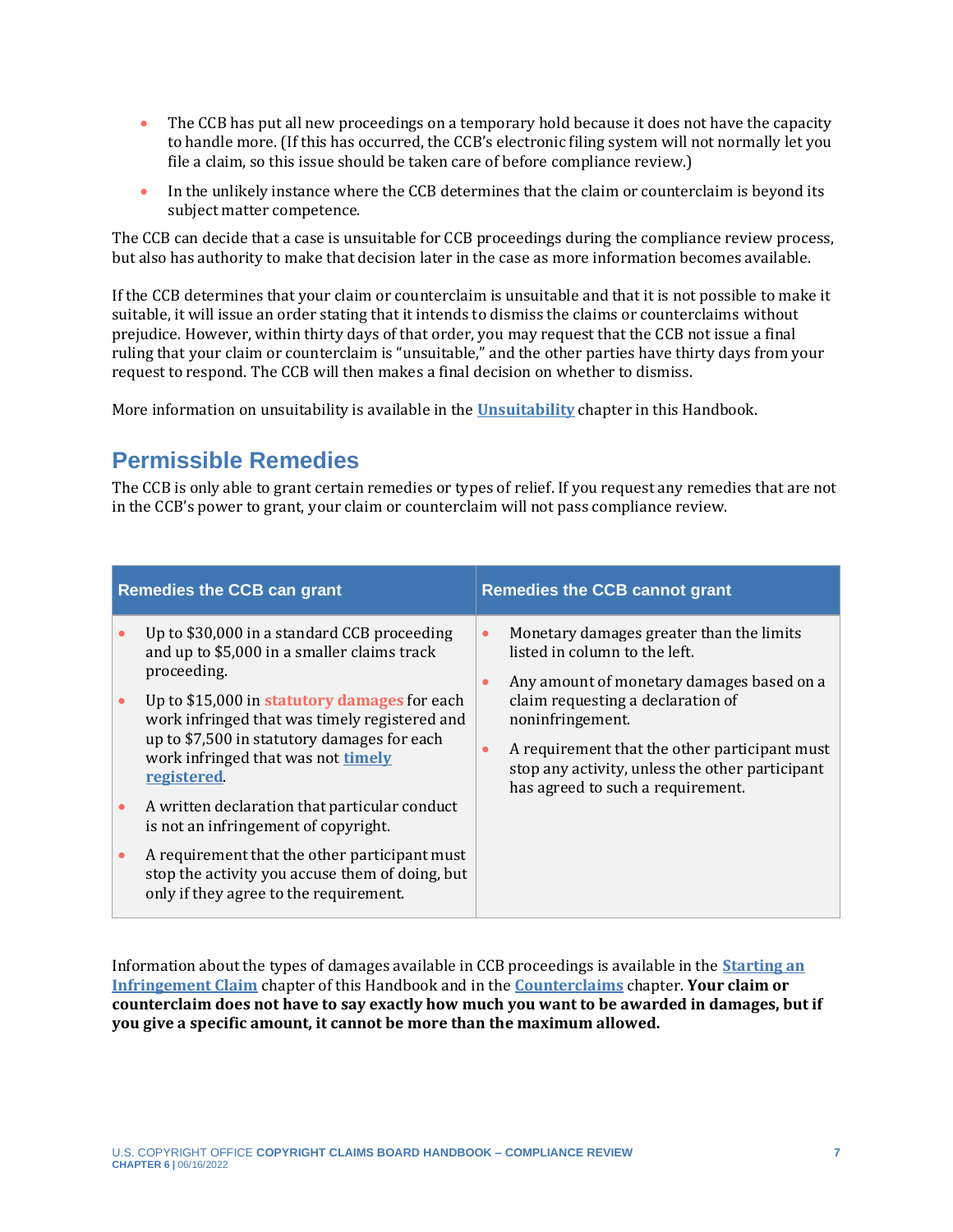- The CCB has put all new proceedings on a temporary hold because it does not have the capacity to handle more. (If this has occurred, the CCB's electronic filing system will not normally let you file a claim, so this issue should be taken care of before compliance review.)
- In the unlikely instance where the CCB determines that the claim or counterclaim is beyond its subject matter competence.

The CCB can decide that a case is unsuitable for CCB proceedings during the compliance review process, but also has authority to make that decision later in the case as more information becomes available.

If the CCB determines that your claim or counterclaim is unsuitable and that it is not possible to make it suitable, it will issue an order stating that it intends to dismiss the claims or counterclaims without prejudice. However, within thirty days of that order, you may request that the CCB not issue a final ruling that your claim or counterclaim is "unsuitable," and the other parties have thirty days from your request to respond. The CCB will then makes a final decision on whether to dismiss.

More information on unsuitability is available in the **Unsuitability** chapter in this Handbook.

## Permissible Remedies

The CCB is only able to grant certain remedies or types of relief. If you request any remedies that are not in the CCB's power to grant, your claim or counterclaim will not pass compliance review.

| Remedies the CCB can grant | Remedies the CCB cannot grant |
| --- | --- |
| • Up to $30,000 in a standard CCB proceeding and up to $5,000 in a smaller claims track proceeding.<br>• Up to $15,000 in **statutory damages** for each work infringed that was timely registered and up to $7,500 in statutory damages for each work infringed that was not **timely registered**.<br>• A written declaration that particular conduct is not an infringement of copyright.<br>• A requirement that the other participant must stop the activity you accuse them of doing, but only if they agree to the requirement. | • Monetary damages greater than the limits listed in column to the left.<br>• Any amount of monetary damages based on a claim requesting a declaration of noninfringement.<br>• A requirement that the other participant must stop any activity, unless the other participant has agreed to such a requirement. |

Information about the types of damages available in CCB proceedings is available in the **Starting an Infringement Claim** chapter of this Handbook and in the **Counterclaims** chapter. **Your claim or counterclaim does not have to say exactly how much you want to be awarded in damages, but if you give a specific amount, it cannot be more than the maximum allowed.**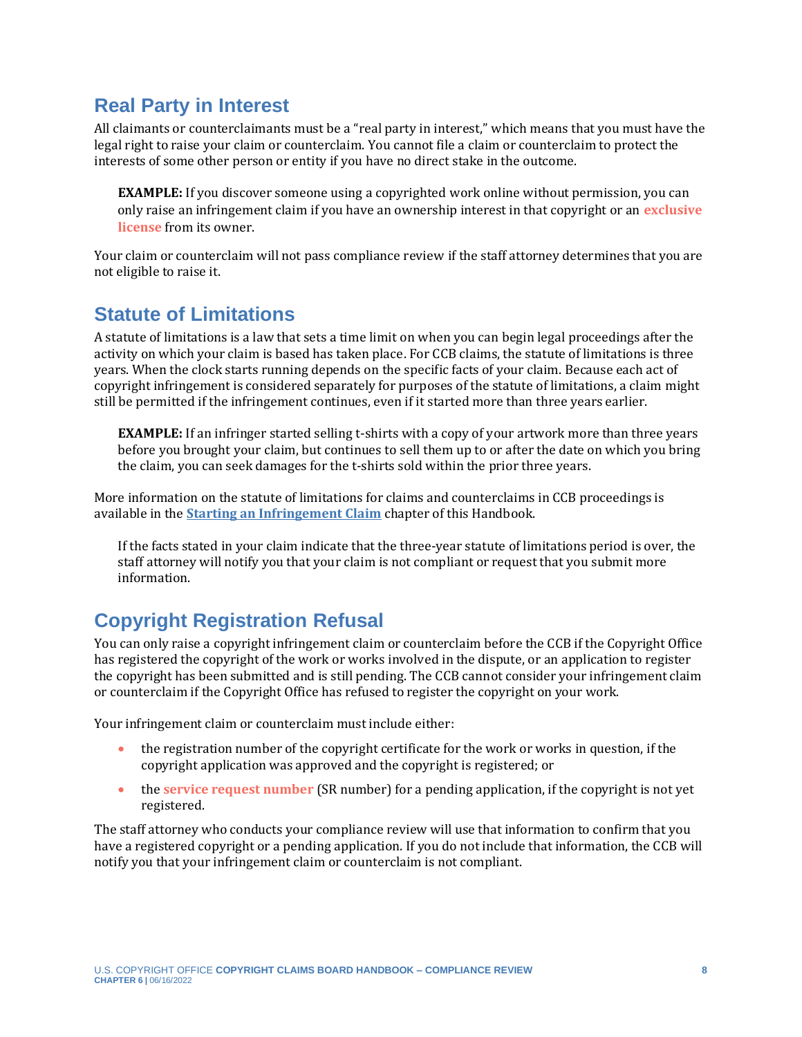## Real Party in Interest

All claimants or counterclaimants must be a "real party in interest," which means that you must have the legal right to raise your claim or counterclaim. You cannot file a claim or counterclaim to protect the interests of some other person or entity if you have no direct stake in the outcome.

> **EXAMPLE:** If you discover someone using a copyrighted work online without permission, you can only raise an infringement claim if you have an ownership interest in that copyright or an **exclusive license** from its owner.

Your claim or counterclaim will not pass compliance review if the staff attorney determines that you are not eligible to raise it.

## Statute of Limitations

A statute of limitations is a law that sets a time limit on when you can begin legal proceedings after the activity on which your claim is based has taken place. For CCB claims, the statute of limitations is three years. When the clock starts running depends on the specific facts of your claim. Because each act of copyright infringement is considered separately for purposes of the statute of limitations, a claim might still be permitted if the infringement continues, even if it started more than three years earlier.

> **EXAMPLE:** If an infringer started selling t-shirts with a copy of your artwork more than three years before you brought your claim, but continues to sell them up to or after the date on which you bring the claim, you can seek damages for the t-shirts sold within the prior three years.

More information on the statute of limitations for claims and counterclaims in CCB proceedings is available in the **Starting an Infringement Claim** chapter of this Handbook.

> If the facts stated in your claim indicate that the three-year statute of limitations period is over, the staff attorney will notify you that your claim is not compliant or request that you submit more information.

## Copyright Registration Refusal

You can only raise a copyright infringement claim or counterclaim before the CCB if the Copyright Office has registered the copyright of the work or works involved in the dispute, or an application to register the copyright has been submitted and is still pending. The CCB cannot consider your infringement claim or counterclaim if the Copyright Office has refused to register the copyright on your work.

Your infringement claim or counterclaim must include either:

- the registration number of the copyright certificate for the work or works in question, if the copyright application was approved and the copyright is registered; or
- the **service request number** (SR number) for a pending application, if the copyright is not yet registered.

The staff attorney who conducts your compliance review will use that information to confirm that you have a registered copyright or a pending application. If you do not include that information, the CCB will notify you that your infringement claim or counterclaim is not compliant.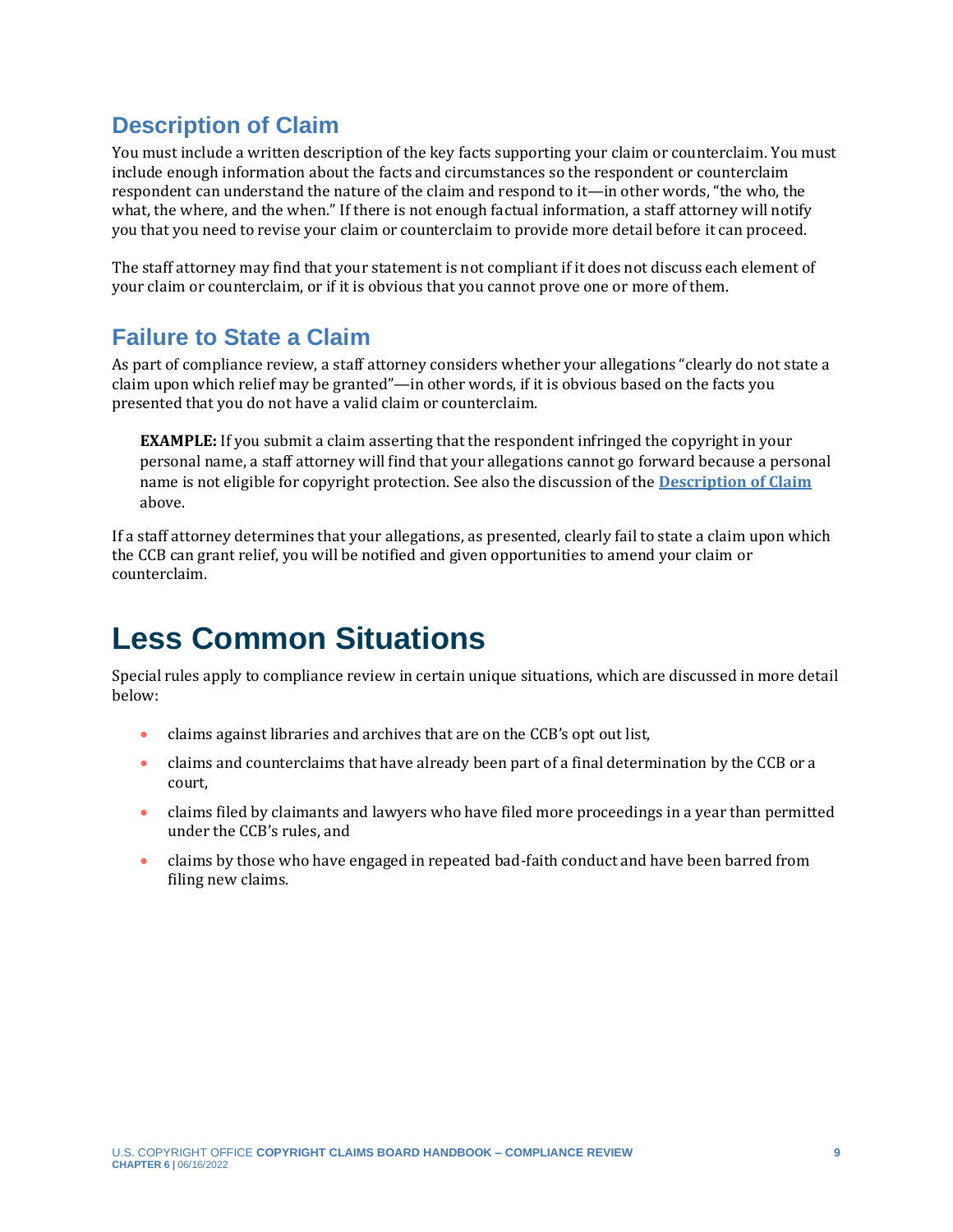## Description of Claim

You must include a written description of the key facts supporting your claim or counterclaim. You must include enough information about the facts and circumstances so the respondent or counterclaim respondent can understand the nature of the claim and respond to it—in other words, "the who, the what, the where, and the when." If there is not enough factual information, a staff attorney will notify you that you need to revise your claim or counterclaim to provide more detail before it can proceed.

The staff attorney may find that your statement is not compliant if it does not discuss each element of your claim or counterclaim, or if it is obvious that you cannot prove one or more of them.

## Failure to State a Claim

As part of compliance review, a staff attorney considers whether your allegations "clearly do not state a claim upon which relief may be granted"—in other words, if it is obvious based on the facts you presented that you do not have a valid claim or counterclaim.

> **EXAMPLE:** If you submit a claim asserting that the respondent infringed the copyright in your personal name, a staff attorney will find that your allegations cannot go forward because a personal name is not eligible for copyright protection. See also the discussion of the **Description of Claim** above.

If a staff attorney determines that your allegations, as presented, clearly fail to state a claim upon which the CCB can grant relief, you will be notified and given opportunities to amend your claim or counterclaim.

# Less Common Situations

Special rules apply to compliance review in certain unique situations, which are discussed in more detail below:

- claims against libraries and archives that are on the CCB's opt out list,
- claims and counterclaims that have already been part of a final determination by the CCB or a court,
- claims filed by claimants and lawyers who have filed more proceedings in a year than permitted under the CCB's rules, and
- claims by those who have engaged in repeated bad-faith conduct and have been barred from filing new claims.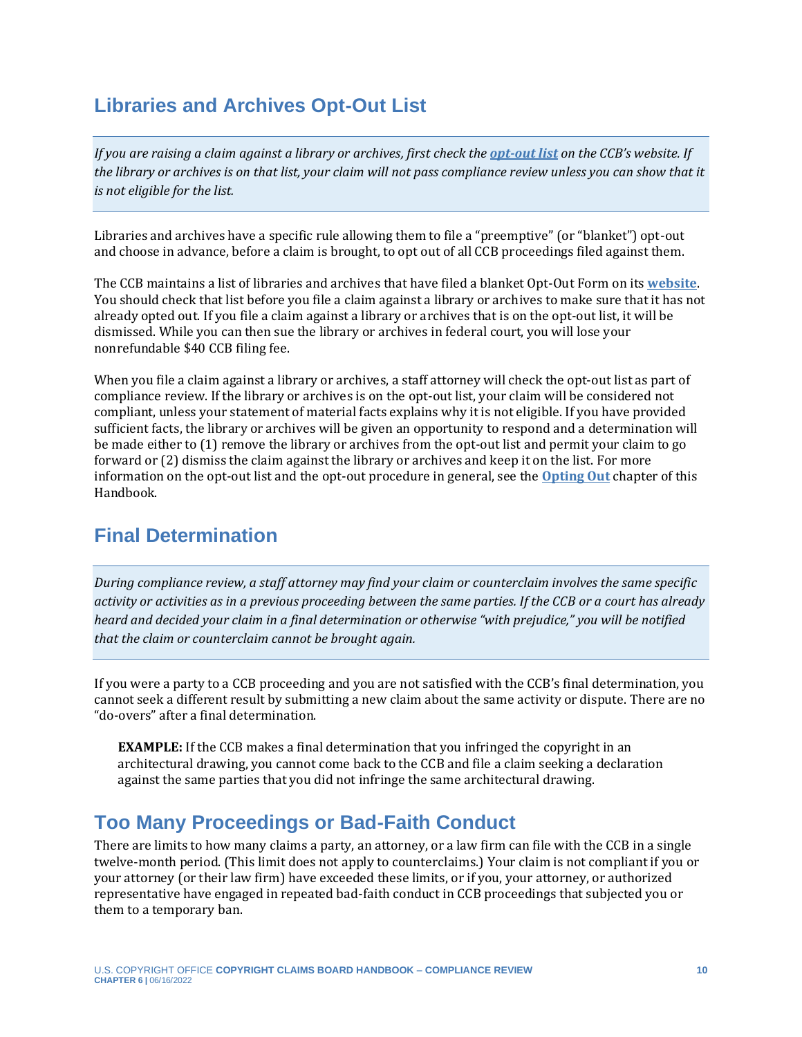## Libraries and Archives Opt-Out List

*If you are raising a claim against a library or archives, first check the* ***opt-out list*** *on the CCB's website. If the library or archives is on that list, your claim will not pass compliance review unless you can show that it is not eligible for the list.*

Libraries and archives have a specific rule allowing them to file a "preemptive" (or "blanket") opt-out and choose in advance, before a claim is brought, to opt out of all CCB proceedings filed against them.

The CCB maintains a list of libraries and archives that have filed a blanket Opt-Out Form on its **website**. You should check that list before you file a claim against a library or archives to make sure that it has not already opted out. If you file a claim against a library or archives that is on the opt-out list, it will be dismissed. While you can then sue the library or archives in federal court, you will lose your nonrefundable $40 CCB filing fee.

When you file a claim against a library or archives, a staff attorney will check the opt-out list as part of compliance review. If the library or archives is on the opt-out list, your claim will be considered not compliant, unless your statement of material facts explains why it is not eligible. If you have provided sufficient facts, the library or archives will be given an opportunity to respond and a determination will be made either to (1) remove the library or archives from the opt-out list and permit your claim to go forward or (2) dismiss the claim against the library or archives and keep it on the list. For more information on the opt-out list and the opt-out procedure in general, see the **Opting Out** chapter of this Handbook.

## Final Determination

*During compliance review, a staff attorney may find your claim or counterclaim involves the same specific activity or activities as in a previous proceeding between the same parties. If the CCB or a court has already heard and decided your claim in a final determination or otherwise "with prejudice," you will be notified that the claim or counterclaim cannot be brought again.*

If you were a party to a CCB proceeding and you are not satisfied with the CCB's final determination, you cannot seek a different result by submitting a new claim about the same activity or dispute. There are no "do-overs" after a final determination.

> **EXAMPLE:** If the CCB makes a final determination that you infringed the copyright in an architectural drawing, you cannot come back to the CCB and file a claim seeking a declaration against the same parties that you did not infringe the same architectural drawing.

## Too Many Proceedings or Bad-Faith Conduct

There are limits to how many claims a party, an attorney, or a law firm can file with the CCB in a single twelve-month period. (This limit does not apply to counterclaims.) Your claim is not compliant if you or your attorney (or their law firm) have exceeded these limits, or if you, your attorney, or authorized representative have engaged in repeated bad-faith conduct in CCB proceedings that subjected you or them to a temporary ban.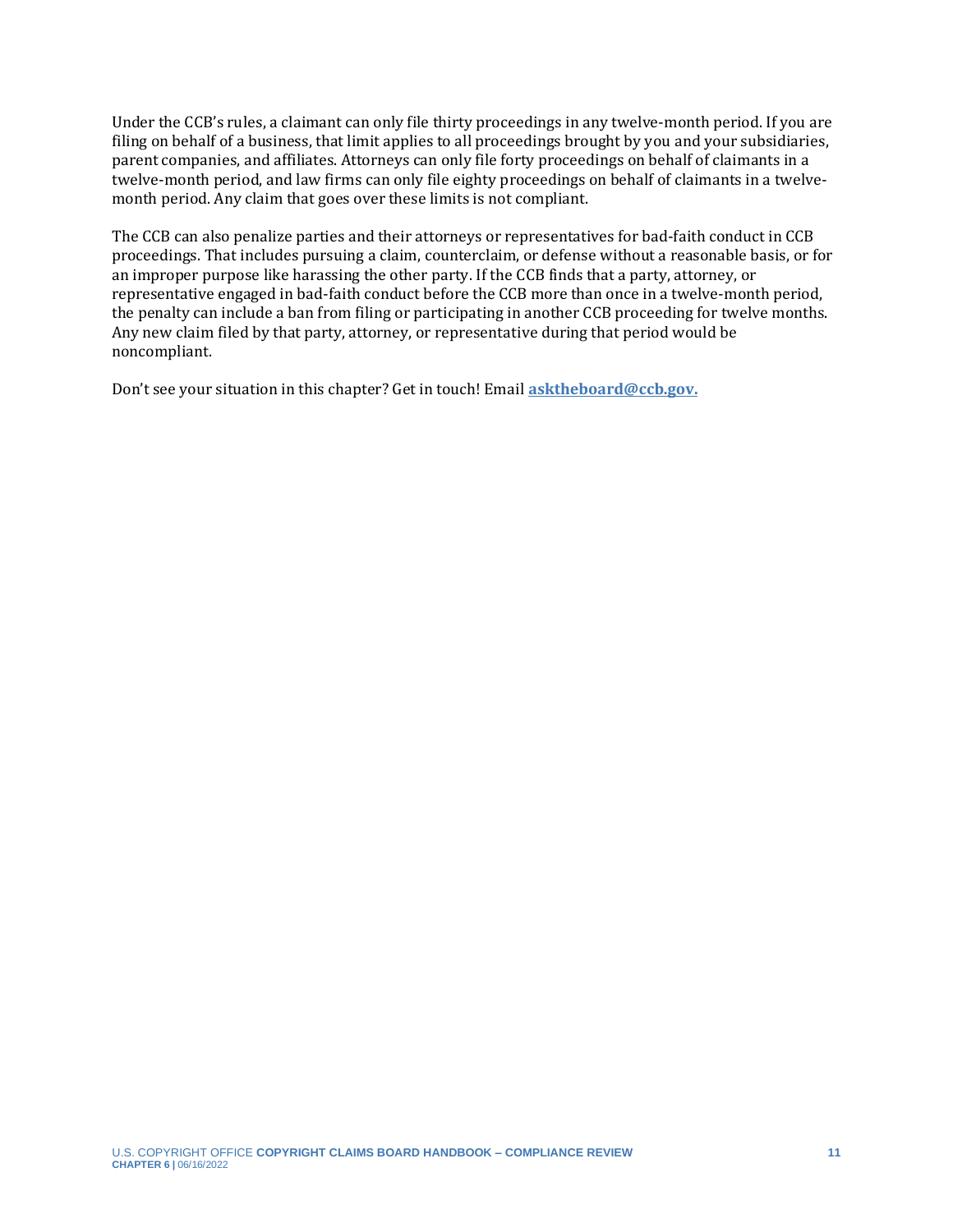Under the CCB's rules, a claimant can only file thirty proceedings in any twelve-month period. If you are filing on behalf of a business, that limit applies to all proceedings brought by you and your subsidiaries, parent companies, and affiliates. Attorneys can only file forty proceedings on behalf of claimants in a twelve-month period, and law firms can only file eighty proceedings on behalf of claimants in a twelve-month period. Any claim that goes over these limits is not compliant.

The CCB can also penalize parties and their attorneys or representatives for bad-faith conduct in CCB proceedings. That includes pursuing a claim, counterclaim, or defense without a reasonable basis, or for an improper purpose like harassing the other party. If the CCB finds that a party, attorney, or representative engaged in bad-faith conduct before the CCB more than once in a twelve-month period, the penalty can include a ban from filing or participating in another CCB proceeding for twelve months. Any new claim filed by that party, attorney, or representative during that period would be noncompliant.

Don't see your situation in this chapter? Get in touch! Email **asktheboard@ccb.gov.**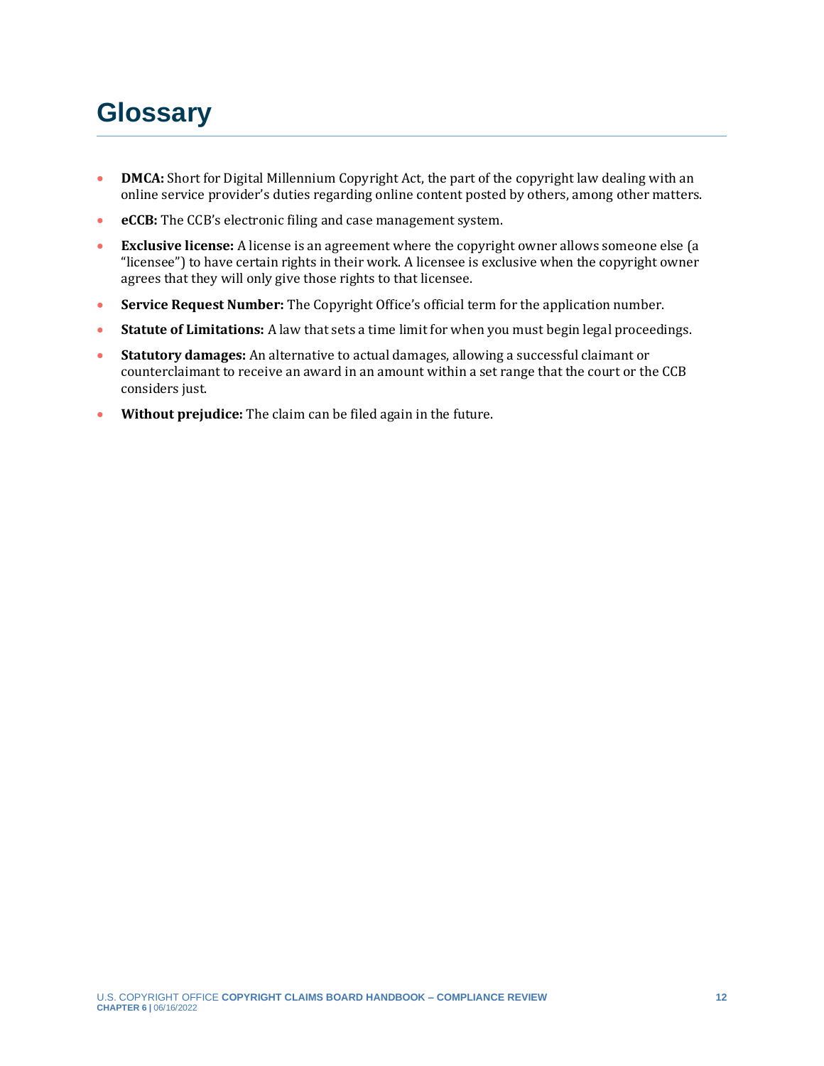# Glossary

- **DMCA:** Short for Digital Millennium Copyright Act, the part of the copyright law dealing with an online service provider's duties regarding online content posted by others, among other matters.
- **eCCB:** The CCB's electronic filing and case management system.
- **Exclusive license:** A license is an agreement where the copyright owner allows someone else (a "licensee") to have certain rights in their work. A licensee is exclusive when the copyright owner agrees that they will only give those rights to that licensee.
- **Service Request Number:** The Copyright Office's official term for the application number.
- **Statute of Limitations:** A law that sets a time limit for when you must begin legal proceedings.
- **Statutory damages:** An alternative to actual damages, allowing a successful claimant or counterclaimant to receive an award in an amount within a set range that the court or the CCB considers just.
- **Without prejudice:** The claim can be filed again in the future.